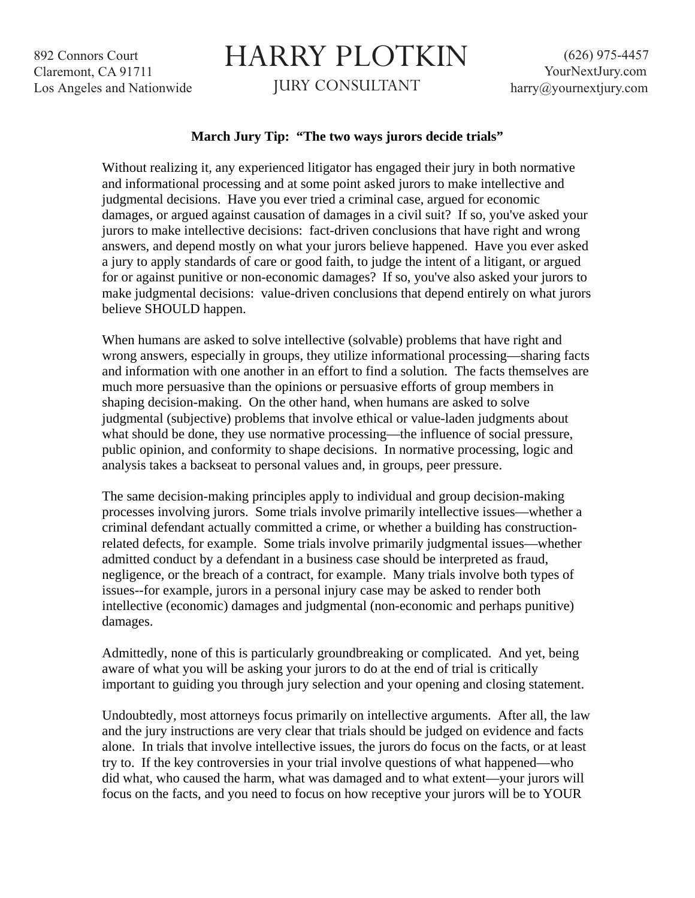892 Connors Court
Claremont, CA 91711
Los Angeles and Nationwide

# HARRY PLOTKIN

JURY CONSULTANT

(626) 975-4457
YourNextJury.com
harry@yournextjury.com

**March Jury Tip: "The two ways jurors decide trials"**

Without realizing it, any experienced litigator has engaged their jury in both normative and informational processing and at some point asked jurors to make intellective and judgmental decisions. Have you ever tried a criminal case, argued for economic damages, or argued against causation of damages in a civil suit? If so, you've asked your jurors to make intellective decisions: fact-driven conclusions that have right and wrong answers, and depend mostly on what your jurors believe happened. Have you ever asked a jury to apply standards of care or good faith, to judge the intent of a litigant, or argued for or against punitive or non-economic damages? If so, you've also asked your jurors to make judgmental decisions: value-driven conclusions that depend entirely on what jurors believe SHOULD happen.

When humans are asked to solve intellective (solvable) problems that have right and wrong answers, especially in groups, they utilize informational processing—sharing facts and information with one another in an effort to find a solution. The facts themselves are much more persuasive than the opinions or persuasive efforts of group members in shaping decision-making. On the other hand, when humans are asked to solve judgmental (subjective) problems that involve ethical or value-laden judgments about what should be done, they use normative processing—the influence of social pressure, public opinion, and conformity to shape decisions. In normative processing, logic and analysis takes a backseat to personal values and, in groups, peer pressure.

The same decision-making principles apply to individual and group decision-making processes involving jurors. Some trials involve primarily intellective issues—whether a criminal defendant actually committed a crime, or whether a building has construction-related defects, for example. Some trials involve primarily judgmental issues—whether admitted conduct by a defendant in a business case should be interpreted as fraud, negligence, or the breach of a contract, for example. Many trials involve both types of issues--for example, jurors in a personal injury case may be asked to render both intellective (economic) damages and judgmental (non-economic and perhaps punitive) damages.

Admittedly, none of this is particularly groundbreaking or complicated. And yet, being aware of what you will be asking your jurors to do at the end of trial is critically important to guiding you through jury selection and your opening and closing statement.

Undoubtedly, most attorneys focus primarily on intellective arguments. After all, the law and the jury instructions are very clear that trials should be judged on evidence and facts alone. In trials that involve intellective issues, the jurors do focus on the facts, or at least try to. If the key controversies in your trial involve questions of what happened—who did what, who caused the harm, what was damaged and to what extent—your jurors will focus on the facts, and you need to focus on how receptive your jurors will be to YOUR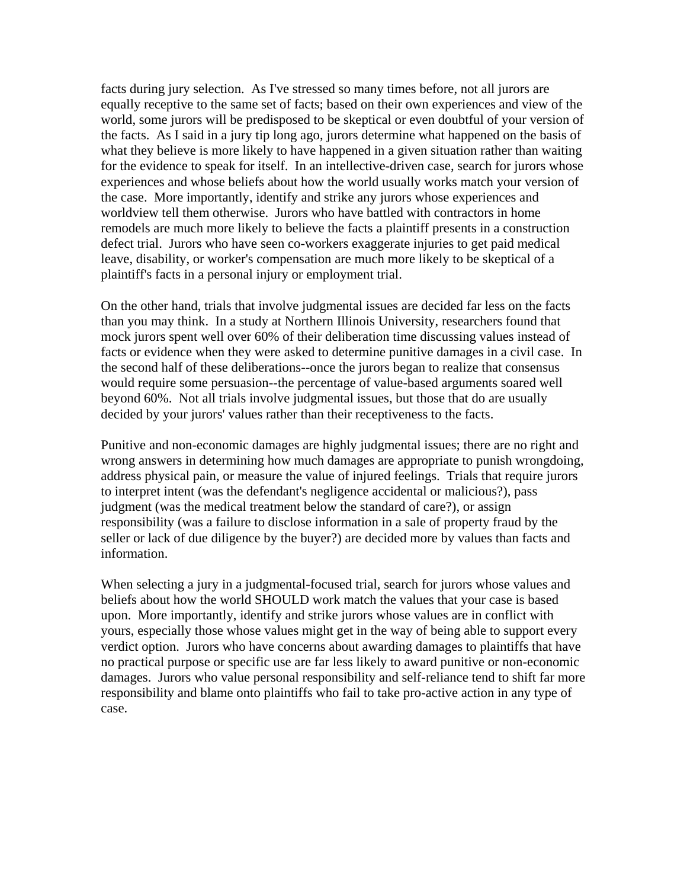facts during jury selection. As I've stressed so many times before, not all jurors are equally receptive to the same set of facts; based on their own experiences and view of the world, some jurors will be predisposed to be skeptical or even doubtful of your version of the facts. As I said in a jury tip long ago, jurors determine what happened on the basis of what they believe is more likely to have happened in a given situation rather than waiting for the evidence to speak for itself. In an intellective-driven case, search for jurors whose experiences and whose beliefs about how the world usually works match your version of the case. More importantly, identify and strike any jurors whose experiences and worldview tell them otherwise. Jurors who have battled with contractors in home remodels are much more likely to believe the facts a plaintiff presents in a construction defect trial. Jurors who have seen co-workers exaggerate injuries to get paid medical leave, disability, or worker's compensation are much more likely to be skeptical of a plaintiff's facts in a personal injury or employment trial.

On the other hand, trials that involve judgmental issues are decided far less on the facts than you may think. In a study at Northern Illinois University, researchers found that mock jurors spent well over 60% of their deliberation time discussing values instead of facts or evidence when they were asked to determine punitive damages in a civil case. In the second half of these deliberations--once the jurors began to realize that consensus would require some persuasion--the percentage of value-based arguments soared well beyond 60%. Not all trials involve judgmental issues, but those that do are usually decided by your jurors' values rather than their receptiveness to the facts.

Punitive and non-economic damages are highly judgmental issues; there are no right and wrong answers in determining how much damages are appropriate to punish wrongdoing, address physical pain, or measure the value of injured feelings. Trials that require jurors to interpret intent (was the defendant's negligence accidental or malicious?), pass judgment (was the medical treatment below the standard of care?), or assign responsibility (was a failure to disclose information in a sale of property fraud by the seller or lack of due diligence by the buyer?) are decided more by values than facts and information.

When selecting a jury in a judgmental-focused trial, search for jurors whose values and beliefs about how the world SHOULD work match the values that your case is based upon. More importantly, identify and strike jurors whose values are in conflict with yours, especially those whose values might get in the way of being able to support every verdict option. Jurors who have concerns about awarding damages to plaintiffs that have no practical purpose or specific use are far less likely to award punitive or non-economic damages. Jurors who value personal responsibility and self-reliance tend to shift far more responsibility and blame onto plaintiffs who fail to take pro-active action in any type of case.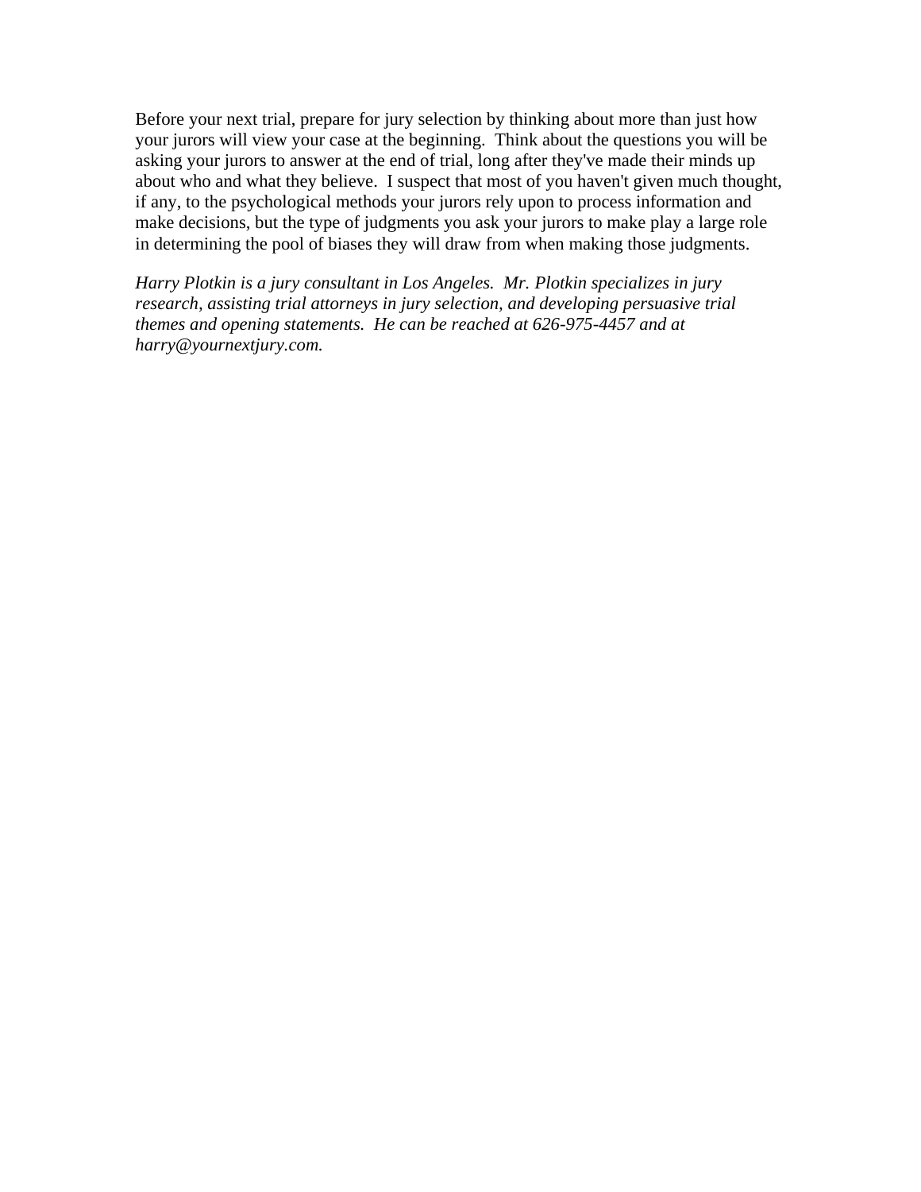Before your next trial, prepare for jury selection by thinking about more than just how your jurors will view your case at the beginning.  Think about the questions you will be asking your jurors to answer at the end of trial, long after they've made their minds up about who and what they believe.  I suspect that most of you haven't given much thought, if any, to the psychological methods your jurors rely upon to process information and make decisions, but the type of judgments you ask your jurors to make play a large role in determining the pool of biases they will draw from when making those judgments.

*Harry Plotkin is a jury consultant in Los Angeles.  Mr. Plotkin specializes in jury research, assisting trial attorneys in jury selection, and developing persuasive trial themes and opening statements.  He can be reached at 626-975-4457 and at harry@yournextjury.com.*